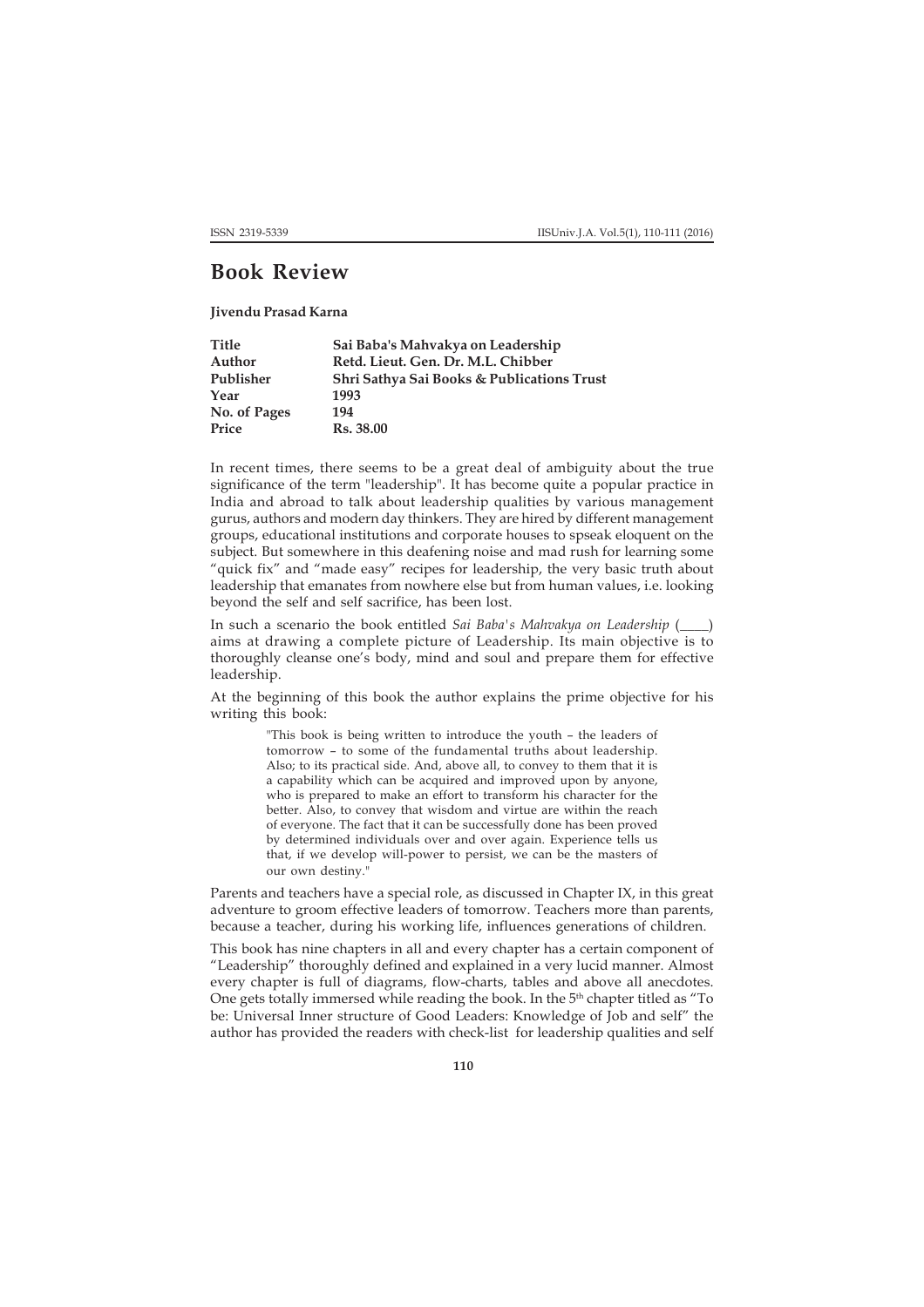# Book Review

**Jivendu Prasad Karna**

| | |
|---|---|
| **Title** | **Sai Baba's Mahvakya on Leadership** |
| **Author** | **Retd. Lieut. Gen. Dr. M.L. Chibber** |
| **Publisher** | **Shri Sathya Sai Books & Publications Trust** |
| **Year** | **1993** |
| **No. of Pages** | **194** |
| **Price** | **Rs. 38.00** |

In recent times, there seems to be a great deal of ambiguity about the true significance of the term "leadership". It has become quite a popular practice in India and abroad to talk about leadership qualities by various management gurus, authors and modern day thinkers. They are hired by different management groups, educational institutions and corporate houses to spseak eloquent on the subject. But somewhere in this deafening noise and mad rush for learning some "quick fix" and "made easy" recipes for leadership, the very basic truth about leadership that emanates from nowhere else but from human values, i.e. looking beyond the self and self sacrifice, has been lost.

In such a scenario the book entitled *Sai Baba's Mahvakya on Leadership* (____) aims at drawing a complete picture of Leadership. Its main objective is to thoroughly cleanse one's body, mind and soul and prepare them for effective leadership.

At the beginning of this book the author explains the prime objective for his writing this book:

> "This book is being written to introduce the youth – the leaders of tomorrow – to some of the fundamental truths about leadership. Also; to its practical side. And, above all, to convey to them that it is a capability which can be acquired and improved upon by anyone, who is prepared to make an effort to transform his character for the better. Also, to convey that wisdom and virtue are within the reach of everyone. The fact that it can be successfully done has been proved by determined individuals over and over again. Experience tells us that, if we develop will-power to persist, we can be the masters of our own destiny."

Parents and teachers have a special role, as discussed in Chapter IX, in this great adventure to groom effective leaders of tomorrow. Teachers more than parents, because a teacher, during his working life, influences generations of children.

This book has nine chapters in all and every chapter has a certain component of "Leadership" thoroughly defined and explained in a very lucid manner. Almost every chapter is full of diagrams, flow-charts, tables and above all anecdotes. One gets totally immersed while reading the book. In the 5th chapter titled as "To be: Universal Inner structure of Good Leaders: Knowledge of Job and self" the author has provided the readers with check-list for leadership qualities and self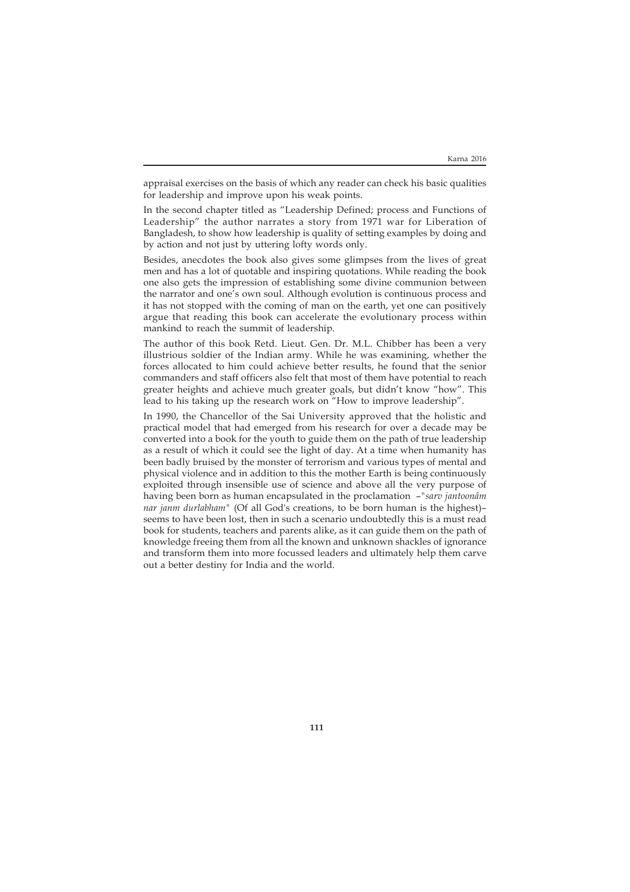appraisal exercises on the basis of which any reader can check his basic qualities for leadership and improve upon his weak points.

In the second chapter titled as "Leadership Defined; process and Functions of Leadership" the author narrates a story from 1971 war for Liberation of Bangladesh, to show how leadership is quality of setting examples by doing and by action and not just by uttering lofty words only.

Besides, anecdotes the book also gives some glimpses from the lives of great men and has a lot of quotable and inspiring quotations. While reading the book one also gets the impression of establishing some divine communion between the narrator and one's own soul. Although evolution is continuous process and it has not stopped with the coming of man on the earth, yet one can positively argue that reading this book can accelerate the evolutionary process within mankind to reach the summit of leadership.

The author of this book Retd. Lieut. Gen. Dr. M.L. Chibber has been a very illustrious soldier of the Indian army. While he was examining, whether the forces allocated to him could achieve better results, he found that the senior commanders and staff officers also felt that most of them have potential to reach greater heights and achieve much greater goals, but didn't know "how". This lead to his taking up the research work on "How to improve leadership".

In 1990, the Chancellor of the Sai University approved that the holistic and practical model that had emerged from his research for over a decade may be converted into a book for the youth to guide them on the path of true leadership as a result of which it could see the light of day. At a time when humanity has been badly bruised by the monster of terrorism and various types of mental and physical violence and in addition to this the mother Earth is being continuously exploited through insensible use of science and above all the very purpose of having been born as human encapsulated in the proclamation –*"sarv jantoonâm nar janm durlabham"* (Of all God's creations, to be born human is the highest)– seems to have been lost, then in such a scenario undoubtedly this is a must read book for students, teachers and parents alike, as it can guide them on the path of knowledge freeing them from all the known and unknown shackles of ignorance and transform them into more focussed leaders and ultimately help them carve out a better destiny for India and the world.